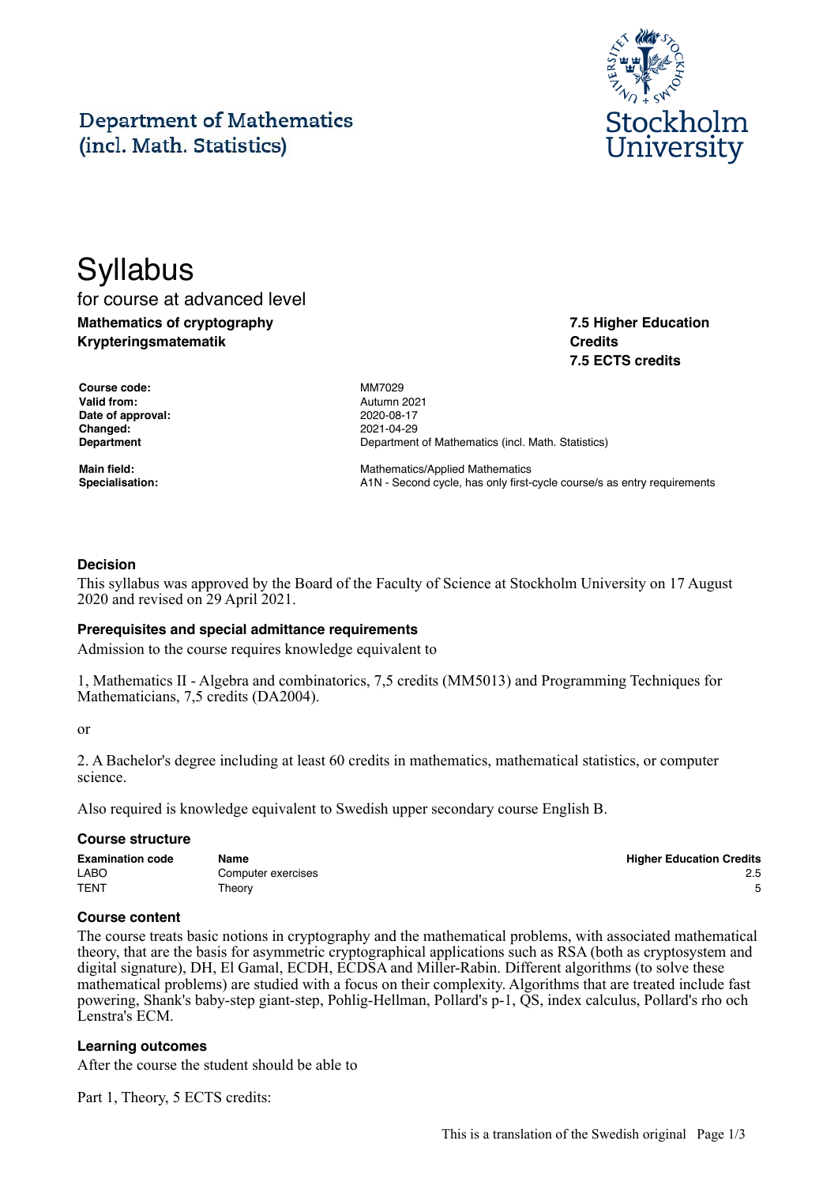Department of Mathematics (incl. Math. Statistics)

Stockholm University

# Syllabus

for course at advanced level

**Mathematics of cryptography**
**Krypteringsmatematik**

**7.5 Higher Education Credits**
**7.5 ECTS credits**

| | |
|---|---|
| **Course code:** | MM7029 |
| **Valid from:** | Autumn 2021 |
| **Date of approval:** | 2020-08-17 |
| **Changed:** | 2021-04-29 |
| **Department** | Department of Mathematics (incl. Math. Statistics) |
| **Main field:** | Mathematics/Applied Mathematics |
| **Specialisation:** | A1N - Second cycle, has only first-cycle course/s as entry requirements |

### Decision

This syllabus was approved by the Board of the Faculty of Science at Stockholm University on 17 August 2020 and revised on 29 April 2021.

### Prerequisites and special admittance requirements

Admission to the course requires knowledge equivalent to

1, Mathematics II - Algebra and combinatorics, 7,5 credits (MM5013) and Programming Techniques for Mathematicians, 7,5 credits (DA2004).

or

2. A Bachelor's degree including at least 60 credits in mathematics, mathematical statistics, or computer science.

Also required is knowledge equivalent to Swedish upper secondary course English B.

### Course structure

| Examination code | Name | Higher Education Credits |
|---|---|---|
| LABO | Computer exercises | 2.5 |
| TENT | Theory | 5 |

### Course content

The course treats basic notions in cryptography and the mathematical problems, with associated mathematical theory, that are the basis for asymmetric cryptographical applications such as RSA (both as cryptosystem and digital signature), DH, El Gamal, ECDH, ECDSA and Miller-Rabin. Different algorithms (to solve these mathematical problems) are studied with a focus on their complexity. Algorithms that are treated include fast powering, Shank's baby-step giant-step, Pohlig-Hellman, Pollard's p-1, QS, index calculus, Pollard's rho och Lenstra's ECM.

### Learning outcomes

After the course the student should be able to

Part 1, Theory, 5 ECTS credits: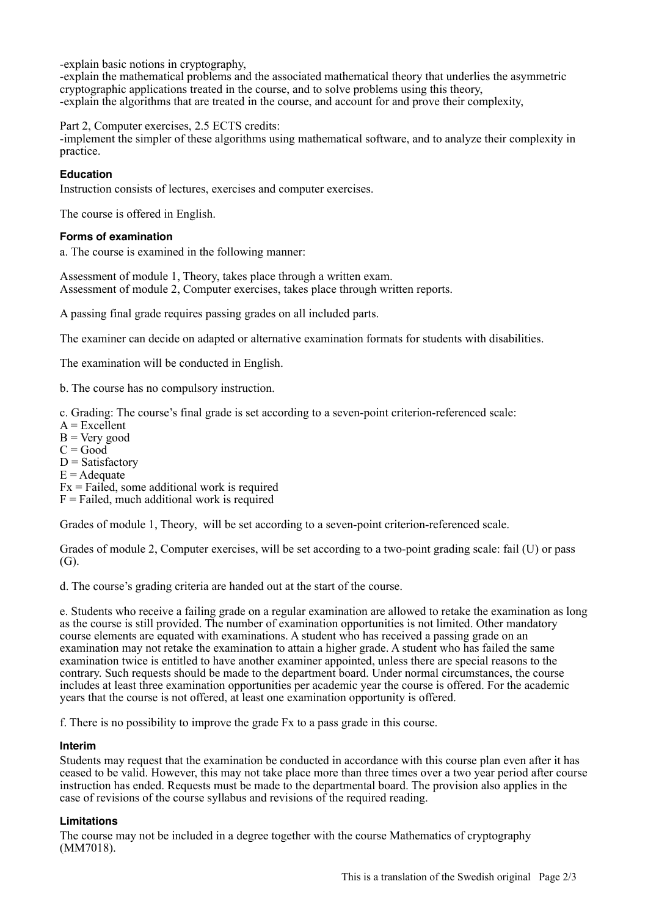-explain basic notions in cryptography,
-explain the mathematical problems and the associated mathematical theory that underlies the asymmetric cryptographic applications treated in the course, and to solve problems using this theory,
-explain the algorithms that are treated in the course, and account for and prove their complexity,

Part 2, Computer exercises, 2.5 ECTS credits:
-implement the simpler of these algorithms using mathematical software, and to analyze their complexity in practice.

### Education

Instruction consists of lectures, exercises and computer exercises.

The course is offered in English.

### Forms of examination

a. The course is examined in the following manner:

Assessment of module 1, Theory, takes place through a written exam.
Assessment of module 2, Computer exercises, takes place through written reports.

A passing final grade requires passing grades on all included parts.

The examiner can decide on adapted or alternative examination formats for students with disabilities.

The examination will be conducted in English.

b. The course has no compulsory instruction.

c. Grading: The course's final grade is set according to a seven-point criterion-referenced scale:
A = Excellent
B = Very good
C = Good
D = Satisfactory
E = Adequate
Fx = Failed, some additional work is required
F = Failed, much additional work is required

Grades of module 1, Theory, will be set according to a seven-point criterion-referenced scale.

Grades of module 2, Computer exercises, will be set according to a two-point grading scale: fail (U) or pass (G).

d. The course's grading criteria are handed out at the start of the course.

e. Students who receive a failing grade on a regular examination are allowed to retake the examination as long as the course is still provided. The number of examination opportunities is not limited. Other mandatory course elements are equated with examinations. A student who has received a passing grade on an examination may not retake the examination to attain a higher grade. A student who has failed the same examination twice is entitled to have another examiner appointed, unless there are special reasons to the contrary. Such requests should be made to the department board. Under normal circumstances, the course includes at least three examination opportunities per academic year the course is offered. For the academic years that the course is not offered, at least one examination opportunity is offered.

f. There is no possibility to improve the grade Fx to a pass grade in this course.

### Interim

Students may request that the examination be conducted in accordance with this course plan even after it has ceased to be valid. However, this may not take place more than three times over a two year period after course instruction has ended. Requests must be made to the departmental board. The provision also applies in the case of revisions of the course syllabus and revisions of the required reading.

### Limitations

The course may not be included in a degree together with the course Mathematics of cryptography (MM7018).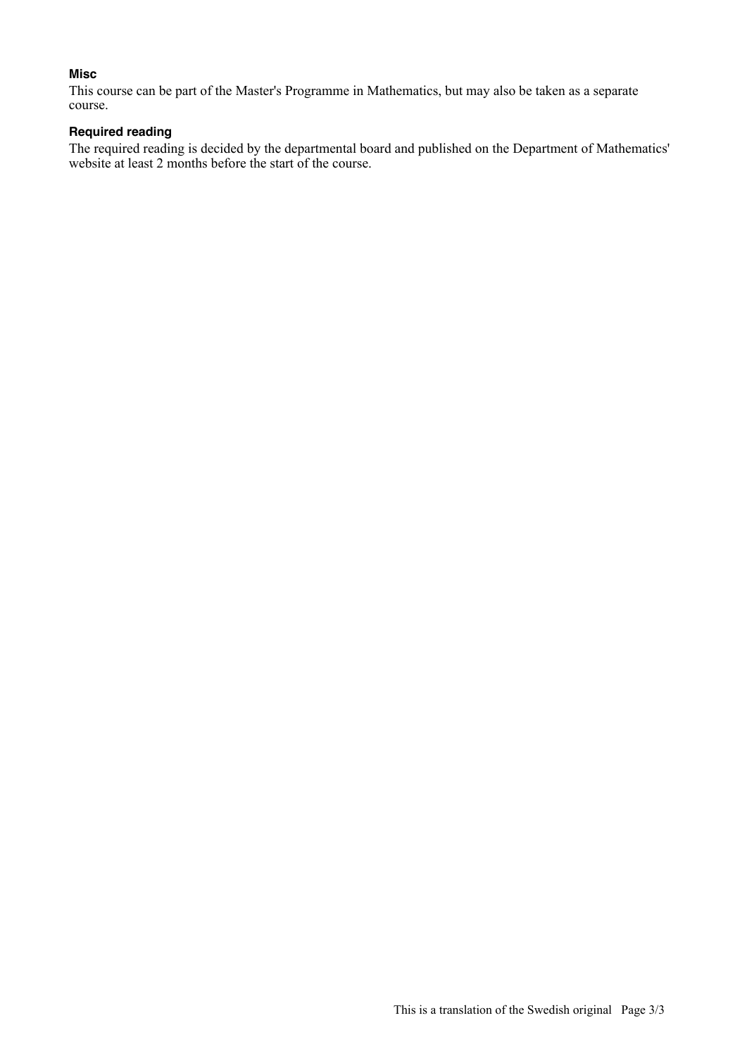### Misc

This course can be part of the Master's Programme in Mathematics, but may also be taken as a separate course.

### Required reading

The required reading is decided by the departmental board and published on the Department of Mathematics' website at least 2 months before the start of the course.